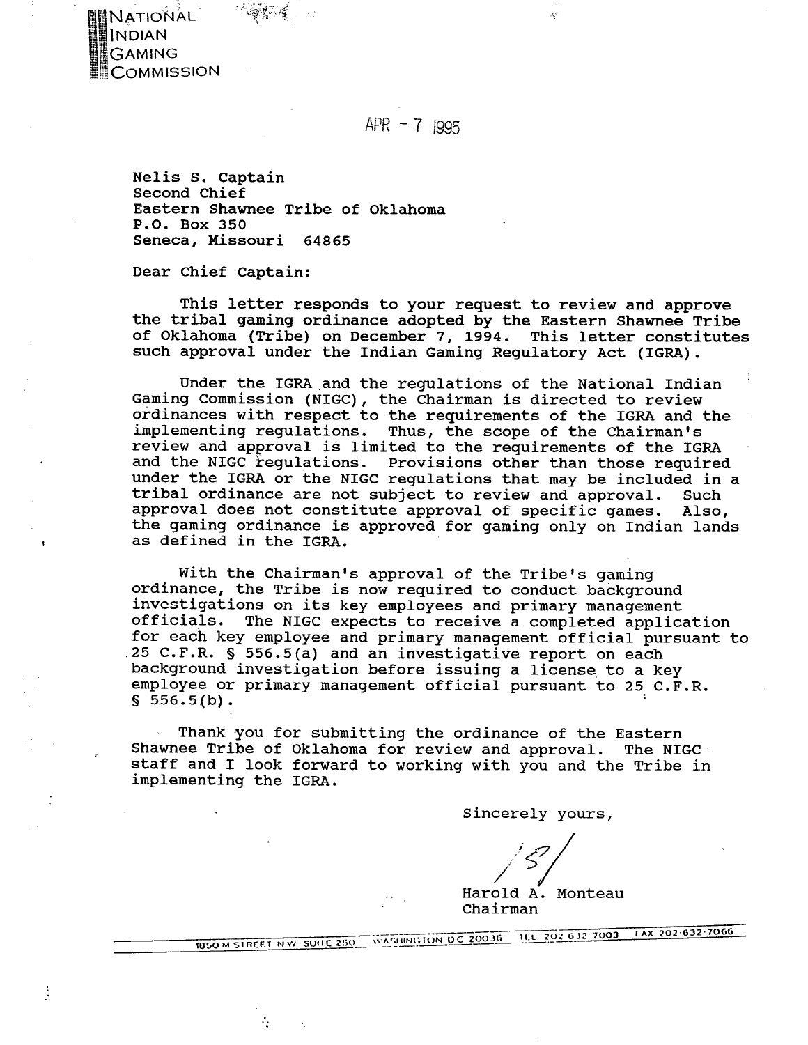NATIONAL
INDIAN
GAMING
COMMISSION

APR - 7 1995

Nelis S. Captain
Second Chief
Eastern Shawnee Tribe of Oklahoma
P.O. Box 350
Seneca, Missouri 64865

Dear Chief Captain:

This letter responds to your request to review and approve the tribal gaming ordinance adopted by the Eastern Shawnee Tribe of Oklahoma (Tribe) on December 7, 1994. This letter constitutes such approval under the Indian Gaming Regulatory Act (IGRA).

Under the IGRA and the regulations of the National Indian Gaming Commission (NIGC), the Chairman is directed to review ordinances with respect to the requirements of the IGRA and the implementing regulations. Thus, the scope of the Chairman's review and approval is limited to the requirements of the IGRA and the NIGC regulations. Provisions other than those required under the IGRA or the NIGC regulations that may be included in a tribal ordinance are not subject to review and approval. Such approval does not constitute approval of specific games. Also, the gaming ordinance is approved for gaming only on Indian lands as defined in the IGRA.

With the Chairman's approval of the Tribe's gaming ordinance, the Tribe is now required to conduct background investigations on its key employees and primary management officials. The NIGC expects to receive a completed application for each key employee and primary management official pursuant to 25 C.F.R. § 556.5(a) and an investigative report on each background investigation before issuing a license to a key employee or primary management official pursuant to 25 C.F.R. § 556.5(b).

Thank you for submitting the ordinance of the Eastern Shawnee Tribe of Oklahoma for review and approval. The NIGC staff and I look forward to working with you and the Tribe in implementing the IGRA.

Sincerely yours,

/S/

Harold A. Monteau
Chairman

1850 M STREET, N.W. SUITE 250 WASHINGTON, DC 20036 TEL 202-632-7003 FAX 202-632-7066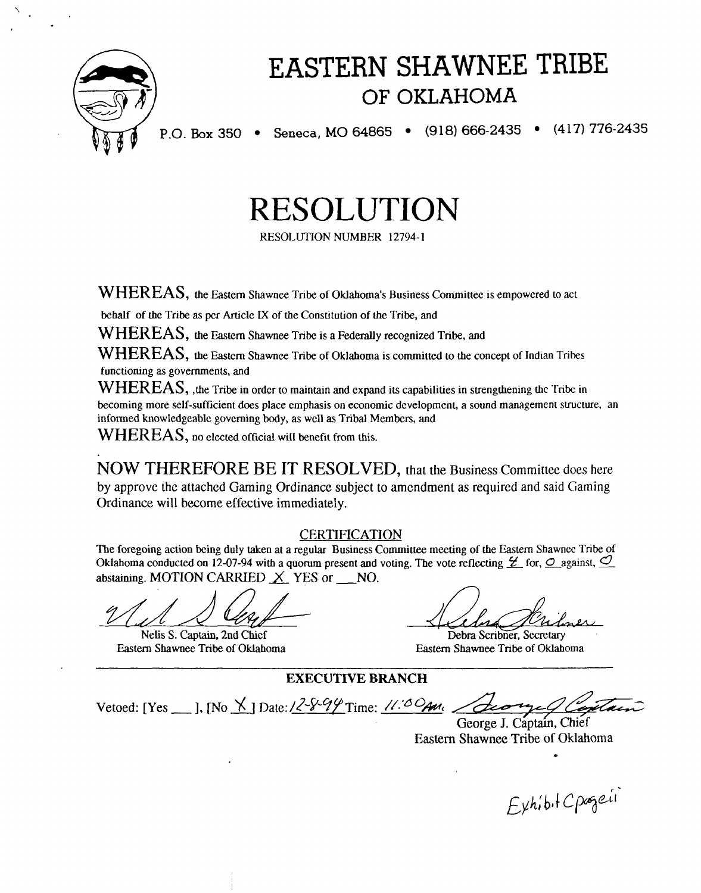# EASTERN SHAWNEE TRIBE

## OF OKLAHOMA

P.O. Box 350 • Seneca, MO 64865 • (918) 666-2435 • (417) 776-2435

# RESOLUTION

RESOLUTION NUMBER 12794-1

WHEREAS, the Eastern Shawnee Tribe of Oklahoma's Business Committee is empowered to act behalf of the Tribe as per Article IX of the Constitution of the Tribe, and

WHEREAS, the Eastern Shawnee Tribe is a Federally recognized Tribe, and

WHEREAS, the Eastern Shawnee Tribe of Oklahoma is committed to the concept of Indian Tribes functioning as governments, and

WHEREAS, ,the Tribe in order to maintain and expand its capabilities in strengthening the Tribe in becoming more self-sufficient does place emphasis on economic development, a sound management structure, an informed knowledgeable governing body, as well as Tribal Members, and

WHEREAS, no elected official will benefit from this.

NOW THEREFORE BE IT RESOLVED, that the Business Committee does here by approve the attached Gaming Ordinance subject to amendment as required and said Gaming Ordinance will become effective immediately.

CERTIFICATION

The foregoing action being duly taken at a regular Business Committee meeting of the Eastern Shawnee Tribe of Oklahoma conducted on 12-07-94 with a quorum present and voting. The vote reflecting 4 for, 0 against, 0 abstaining. MOTION CARRIED X YES or ___NO.

Nelis S. Captain, 2nd Chief
Eastern Shawnee Tribe of Oklahoma

Debra Scribner, Secretary
Eastern Shawnee Tribe of Oklahoma

**EXECUTIVE BRANCH**

Vetoed: [Yes ___ ], [No X ] Date: 12-8-94 Time: 11:00 AM

George J. Captain, Chief
Eastern Shawnee Tribe of Oklahoma

Exhibit C page ii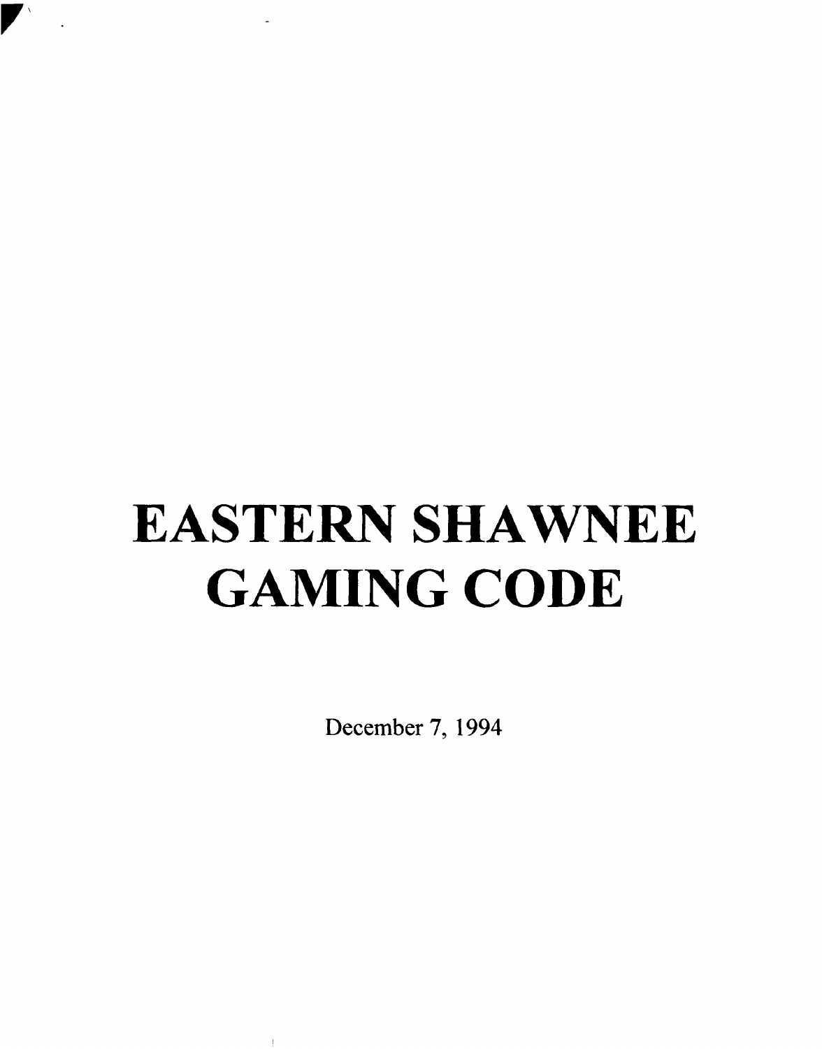# EASTERN SHAWNEE GAMING CODE

December 7, 1994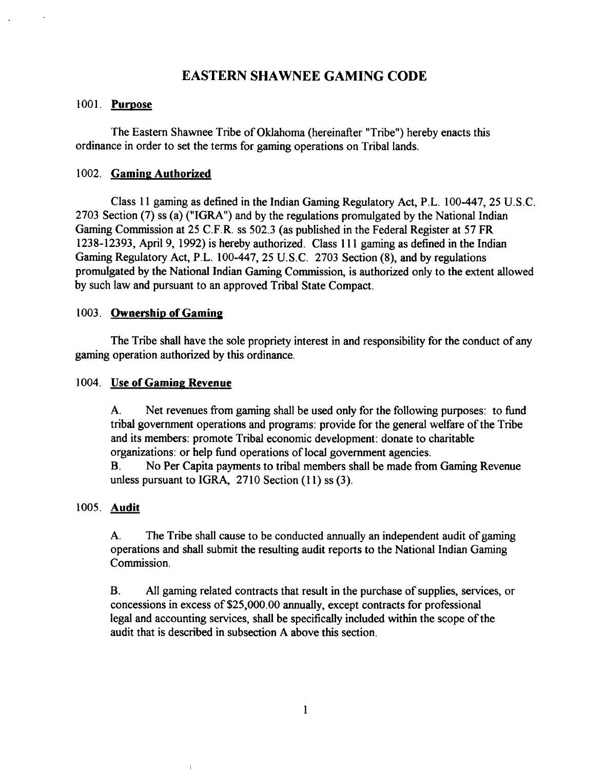# EASTERN SHAWNEE GAMING CODE

## 1001. **Purpose**

The Eastern Shawnee Tribe of Oklahoma (hereinafter "Tribe") hereby enacts this ordinance in order to set the terms for gaming operations on Tribal lands.

## 1002. **Gaming Authorized**

Class 11 gaming as defined in the Indian Gaming Regulatory Act, P.L. 100-447, 25 U.S.C. 2703 Section (7) ss (a) ("IGRA") and by the regulations promulgated by the National Indian Gaming Commission at 25 C.F.R. ss 502.3 (as published in the Federal Register at 57 FR 1238-12393, April 9, 1992) is hereby authorized. Class 111 gaming as defined in the Indian Gaming Regulatory Act, P.L. 100-447, 25 U.S.C. 2703 Section (8), and by regulations promulgated by the National Indian Gaming Commission, is authorized only to the extent allowed by such law and pursuant to an approved Tribal State Compact.

## 1003. **Ownership of Gaming**

The Tribe shall have the sole propriety interest in and responsibility for the conduct of any gaming operation authorized by this ordinance.

## 1004. **Use of Gaming Revenue**

A. Net revenues from gaming shall be used only for the following purposes: to fund tribal government operations and programs: provide for the general welfare of the Tribe and its members: promote Tribal economic development: donate to charitable organizations: or help fund operations of local government agencies.

B. No Per Capita payments to tribal members shall be made from Gaming Revenue unless pursuant to IGRA, 2710 Section (11) ss (3).

## 1005. **Audit**

A. The Tribe shall cause to be conducted annually an independent audit of gaming operations and shall submit the resulting audit reports to the National Indian Gaming Commission.

B. All gaming related contracts that result in the purchase of supplies, services, or concessions in excess of $25,000.00 annually, except contracts for professional legal and accounting services, shall be specifically included within the scope of the audit that is described in subsection A above this section.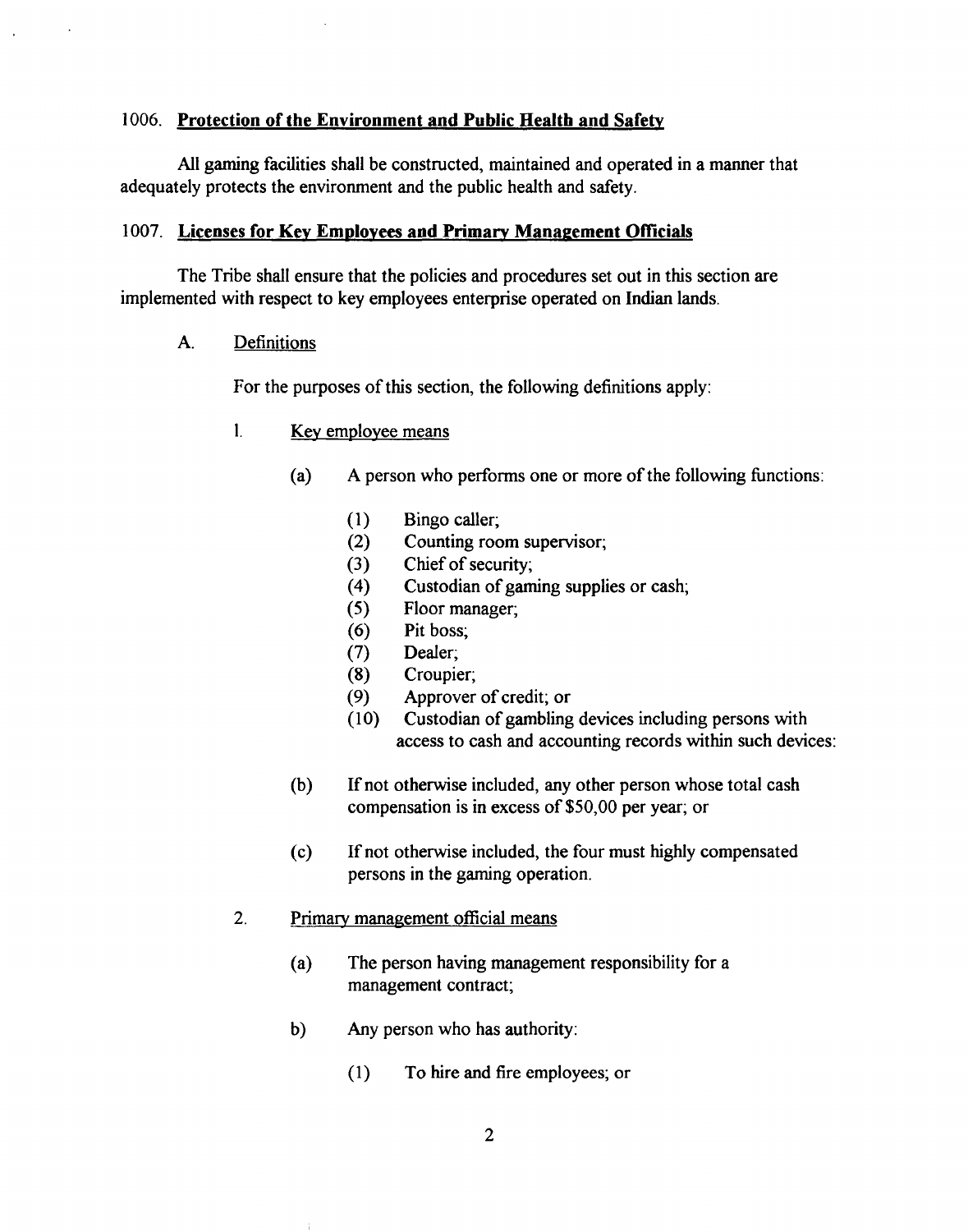## 1006. **Protection of the Environment and Public Health and Safety**

All gaming facilities shall be constructed, maintained and operated in a manner that adequately protects the environment and the public health and safety.

## 1007. **Licenses for Key Employees and Primary Management Officials**

The Tribe shall ensure that the policies and procedures set out in this section are implemented with respect to key employees enterprise operated on Indian lands.

A. Definitions

For the purposes of this section, the following definitions apply:

1. Key employee means

   (a) A person who performs one or more of the following functions:

      (1) Bingo caller;
      (2) Counting room supervisor;
      (3) Chief of security;
      (4) Custodian of gaming supplies or cash;
      (5) Floor manager;
      (6) Pit boss;
      (7) Dealer;
      (8) Croupier;
      (9) Approver of credit; or
      (10) Custodian of gambling devices including persons with access to cash and accounting records within such devices:

   (b) If not otherwise included, any other person whose total cash compensation is in excess of $50,00 per year; or

   (c) If not otherwise included, the four must highly compensated persons in the gaming operation.

2. Primary management official means

   (a) The person having management responsibility for a management contract;

   b) Any person who has authority:

      (1) To hire and fire employees; or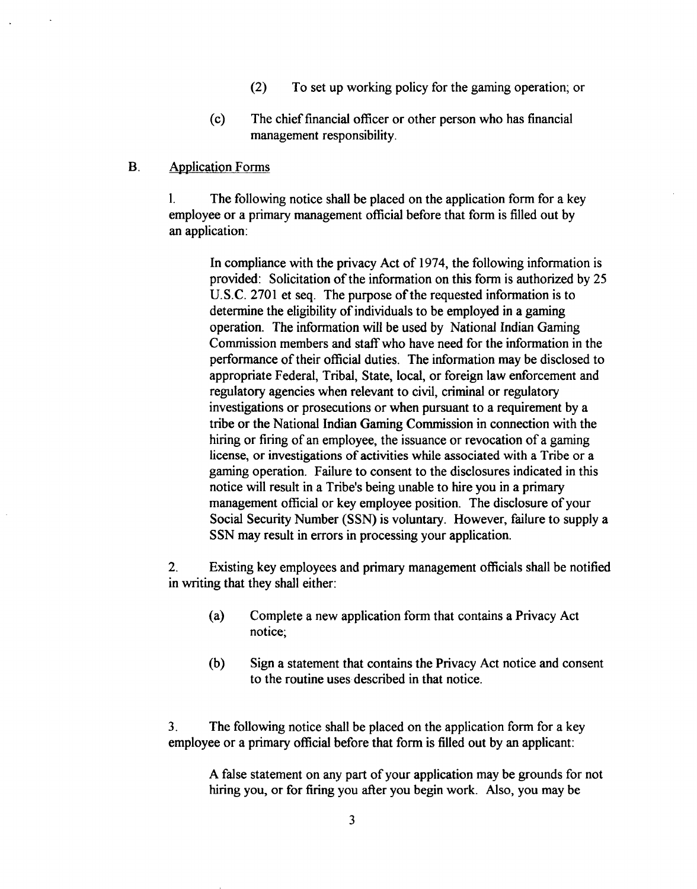(2) To set up working policy for the gaming operation; or

(c) The chief financial officer or other person who has financial management responsibility.

B. Application Forms

1. The following notice shall be placed on the application form for a key employee or a primary management official before that form is filled out by an application:

> In compliance with the privacy Act of 1974, the following information is provided: Solicitation of the information on this form is authorized by 25 U.S.C. 2701 et seq. The purpose of the requested information is to determine the eligibility of individuals to be employed in a gaming operation. The information will be used by National Indian Gaming Commission members and staff who have need for the information in the performance of their official duties. The information may be disclosed to appropriate Federal, Tribal, State, local, or foreign law enforcement and regulatory agencies when relevant to civil, criminal or regulatory investigations or prosecutions or when pursuant to a requirement by a tribe or the National Indian Gaming Commission in connection with the hiring or firing of an employee, the issuance or revocation of a gaming license, or investigations of activities while associated with a Tribe or a gaming operation. Failure to consent to the disclosures indicated in this notice will result in a Tribe's being unable to hire you in a primary management official or key employee position. The disclosure of your Social Security Number (SSN) is voluntary. However, failure to supply a SSN may result in errors in processing your application.

2. Existing key employees and primary management officials shall be notified in writing that they shall either:

(a) Complete a new application form that contains a Privacy Act notice;

(b) Sign a statement that contains the Privacy Act notice and consent to the routine uses described in that notice.

3. The following notice shall be placed on the application form for a key employee or a primary official before that form is filled out by an applicant:

> A false statement on any part of your application may be grounds for not hiring you, or for firing you after you begin work. Also, you may be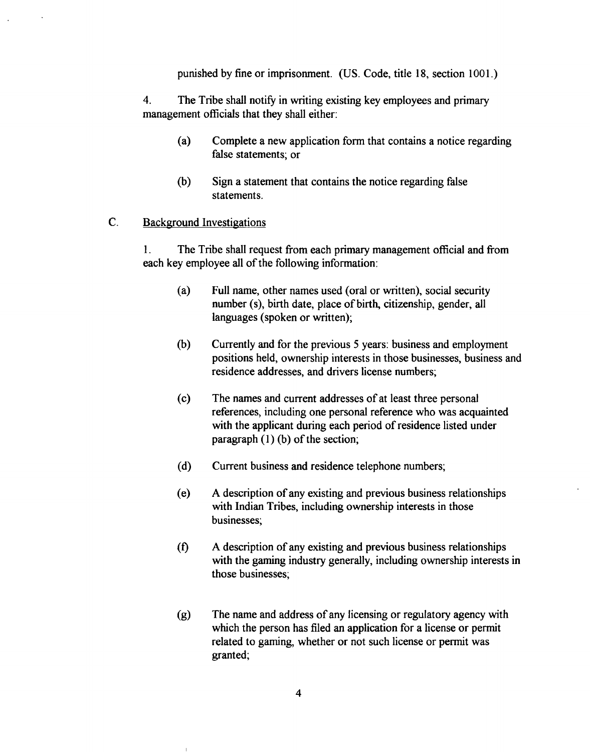punished by fine or imprisonment. (US. Code, title 18, section 1001.)

4. The Tribe shall notify in writing existing key employees and primary management officials that they shall either:

(a) Complete a new application form that contains a notice regarding false statements; or

(b) Sign a statement that contains the notice regarding false statements.

C. <u>Background Investigations</u>

1. The Tribe shall request from each primary management official and from each key employee all of the following information:

(a) Full name, other names used (oral or written), social security number (s), birth date, place of birth, citizenship, gender, all languages (spoken or written);

(b) Currently and for the previous 5 years: business and employment positions held, ownership interests in those businesses, business and residence addresses, and drivers license numbers;

(c) The names and current addresses of at least three personal references, including one personal reference who was acquainted with the applicant during each period of residence listed under paragraph (1) (b) of the section;

(d) Current business and residence telephone numbers;

(e) A description of any existing and previous business relationships with Indian Tribes, including ownership interests in those businesses;

(f) A description of any existing and previous business relationships with the gaming industry generally, including ownership interests in those businesses;

(g) The name and address of any licensing or regulatory agency with which the person has filed an application for a license or permit related to gaming, whether or not such license or permit was granted;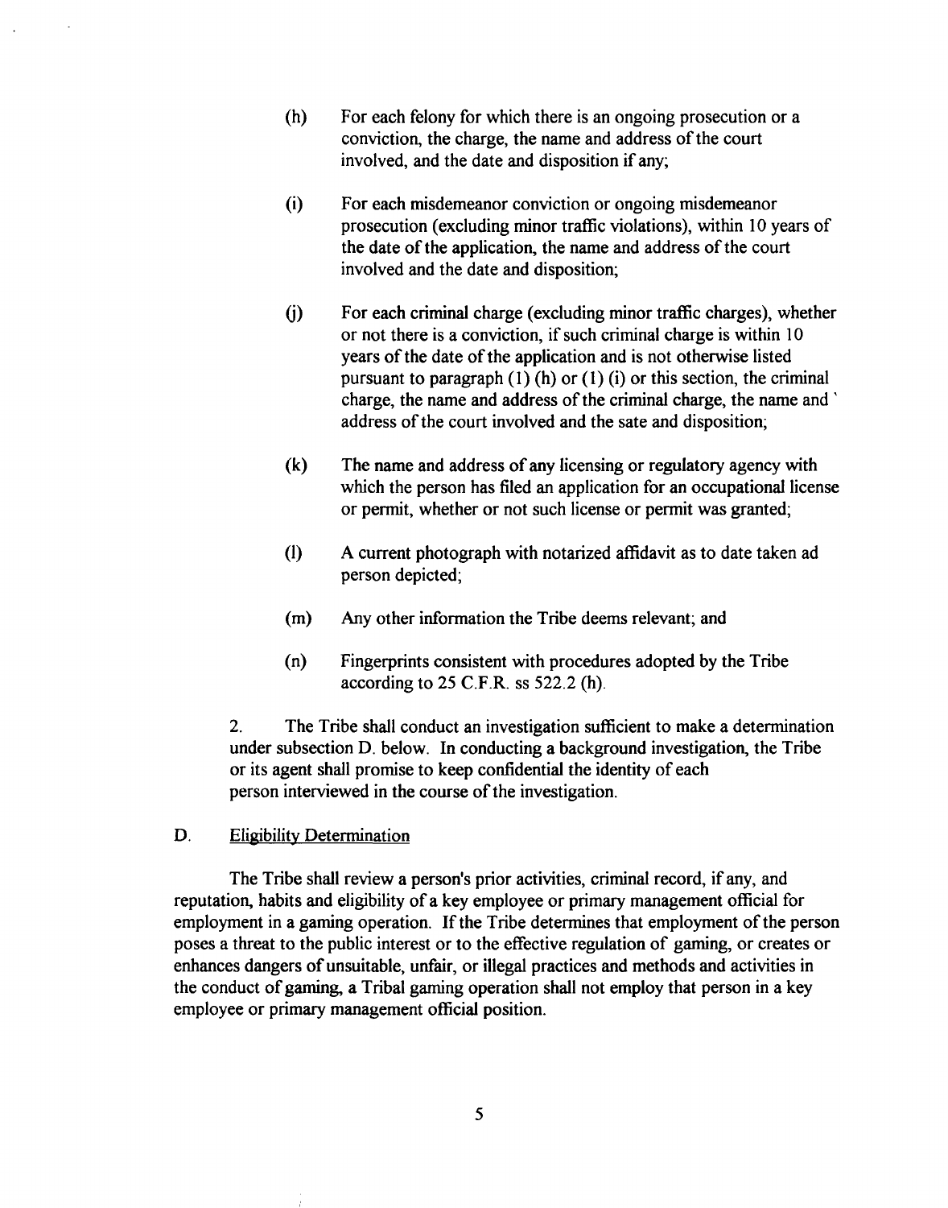(h) For each felony for which there is an ongoing prosecution or a conviction, the charge, the name and address of the court involved, and the date and disposition if any;

(i) For each misdemeanor conviction or ongoing misdemeanor prosecution (excluding minor traffic violations), within 10 years of the date of the application, the name and address of the court involved and the date and disposition;

(j) For each criminal charge (excluding minor traffic charges), whether or not there is a conviction, if such criminal charge is within 10 years of the date of the application and is not otherwise listed pursuant to paragraph (1) (h) or (1) (i) or this section, the criminal charge, the name and address of the criminal charge, the name and ` address of the court involved and the sate and disposition;

(k) The name and address of any licensing or regulatory agency with which the person has filed an application for an occupational license or permit, whether or not such license or permit was granted;

(l) A current photograph with notarized affidavit as to date taken ad person depicted;

(m) Any other information the Tribe deems relevant; and

(n) Fingerprints consistent with procedures adopted by the Tribe according to 25 C.F.R. ss 522.2 (h).

2. The Tribe shall conduct an investigation sufficient to make a determination under subsection D. below. In conducting a background investigation, the Tribe or its agent shall promise to keep confidential the identity of each person interviewed in the course of the investigation.

D. Eligibility Determination

The Tribe shall review a person's prior activities, criminal record, if any, and reputation, habits and eligibility of a key employee or primary management official for employment in a gaming operation. If the Tribe determines that employment of the person poses a threat to the public interest or to the effective regulation of gaming, or creates or enhances dangers of unsuitable, unfair, or illegal practices and methods and activities in the conduct of gaming, a Tribal gaming operation shall not employ that person in a key employee or primary management official position.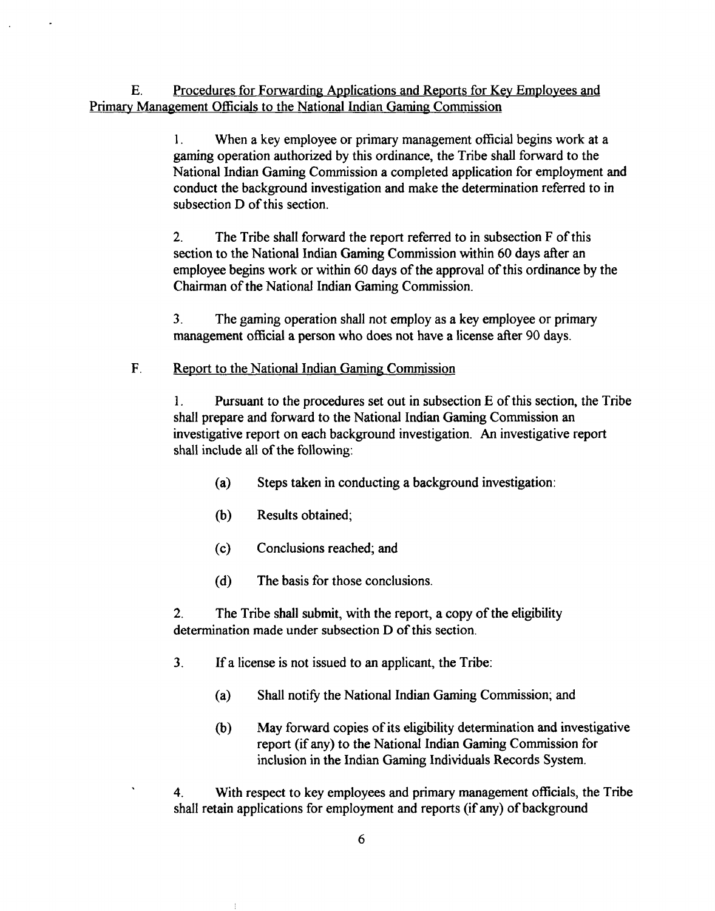E. Procedures for Forwarding Applications and Reports for Key Employees and Primary Management Officials to the National Indian Gaming Commission

1. When a key employee or primary management official begins work at a gaming operation authorized by this ordinance, the Tribe shall forward to the National Indian Gaming Commission a completed application for employment and conduct the background investigation and make the determination referred to in subsection D of this section.

2. The Tribe shall forward the report referred to in subsection F of this section to the National Indian Gaming Commission within 60 days after an employee begins work or within 60 days of the approval of this ordinance by the Chairman of the National Indian Gaming Commission.

3. The gaming operation shall not employ as a key employee or primary management official a person who does not have a license after 90 days.

F. Report to the National Indian Gaming Commission

1. Pursuant to the procedures set out in subsection E of this section, the Tribe shall prepare and forward to the National Indian Gaming Commission an investigative report on each background investigation. An investigative report shall include all of the following:

(a) Steps taken in conducting a background investigation:

(b) Results obtained;

(c) Conclusions reached; and

(d) The basis for those conclusions.

2. The Tribe shall submit, with the report, a copy of the eligibility determination made under subsection D of this section.

3. If a license is not issued to an applicant, the Tribe:

(a) Shall notify the National Indian Gaming Commission; and

(b) May forward copies of its eligibility determination and investigative report (if any) to the National Indian Gaming Commission for inclusion in the Indian Gaming Individuals Records System.

4. With respect to key employees and primary management officials, the Tribe shall retain applications for employment and reports (if any) of background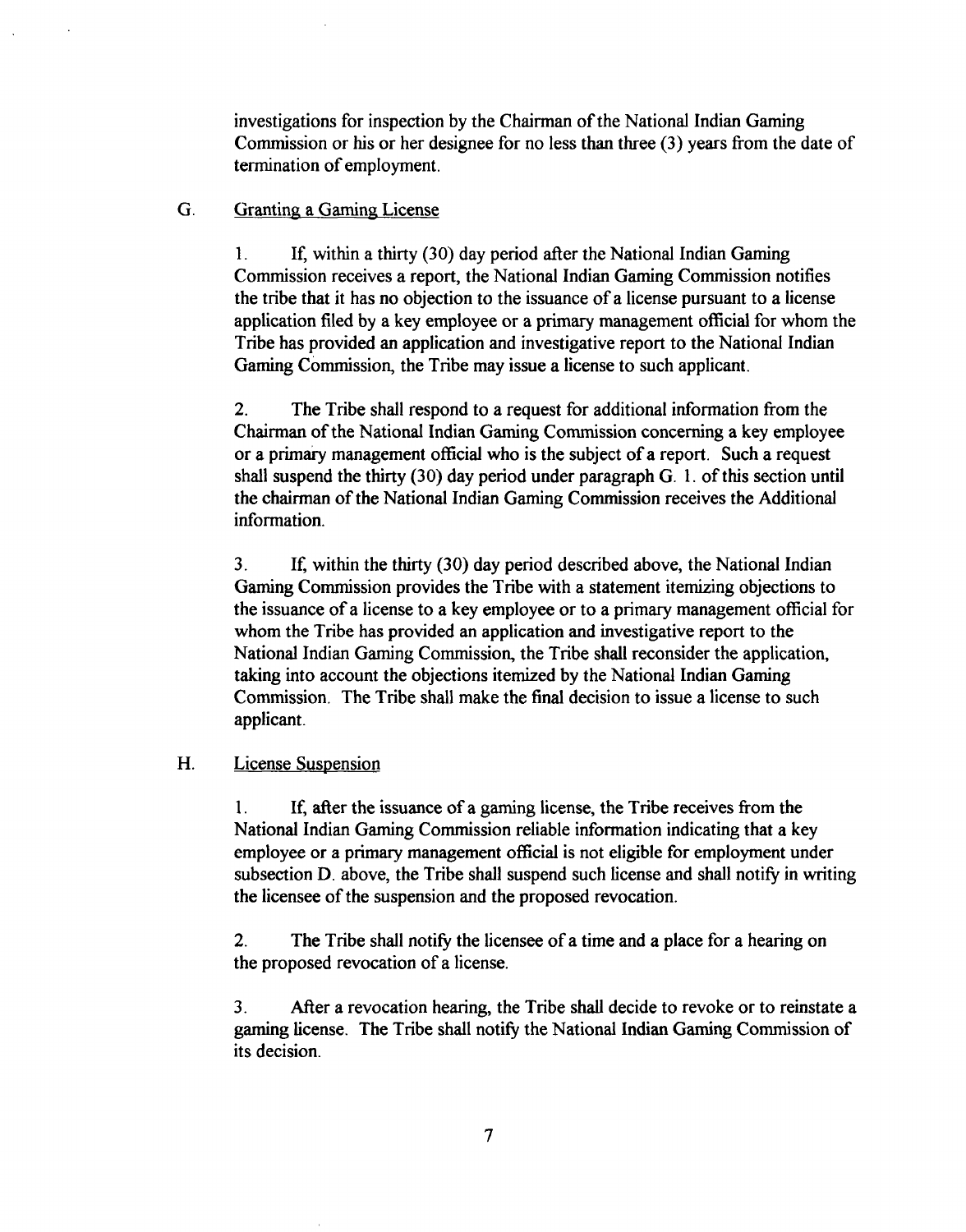investigations for inspection by the Chairman of the National Indian Gaming Commission or his or her designee for no less than three (3) years from the date of termination of employment.

G. Granting a Gaming License

1. If, within a thirty (30) day period after the National Indian Gaming Commission receives a report, the National Indian Gaming Commission notifies the tribe that it has no objection to the issuance of a license pursuant to a license application filed by a key employee or a primary management official for whom the Tribe has provided an application and investigative report to the National Indian Gaming Commission, the Tribe may issue a license to such applicant.

2. The Tribe shall respond to a request for additional information from the Chairman of the National Indian Gaming Commission concerning a key employee or a primary management official who is the subject of a report. Such a request shall suspend the thirty (30) day period under paragraph G. 1. of this section until the chairman of the National Indian Gaming Commission receives the Additional information.

3. If, within the thirty (30) day period described above, the National Indian Gaming Commission provides the Tribe with a statement itemizing objections to the issuance of a license to a key employee or to a primary management official for whom the Tribe has provided an application and investigative report to the National Indian Gaming Commission, the Tribe shall reconsider the application, taking into account the objections itemized by the National Indian Gaming Commission. The Tribe shall make the final decision to issue a license to such applicant.

H. License Suspension

1. If, after the issuance of a gaming license, the Tribe receives from the National Indian Gaming Commission reliable information indicating that a key employee or a primary management official is not eligible for employment under subsection D. above, the Tribe shall suspend such license and shall notify in writing the licensee of the suspension and the proposed revocation.

2. The Tribe shall notify the licensee of a time and a place for a hearing on the proposed revocation of a license.

3. After a revocation hearing, the Tribe shall decide to revoke or to reinstate a gaming license. The Tribe shall notify the National Indian Gaming Commission of its decision.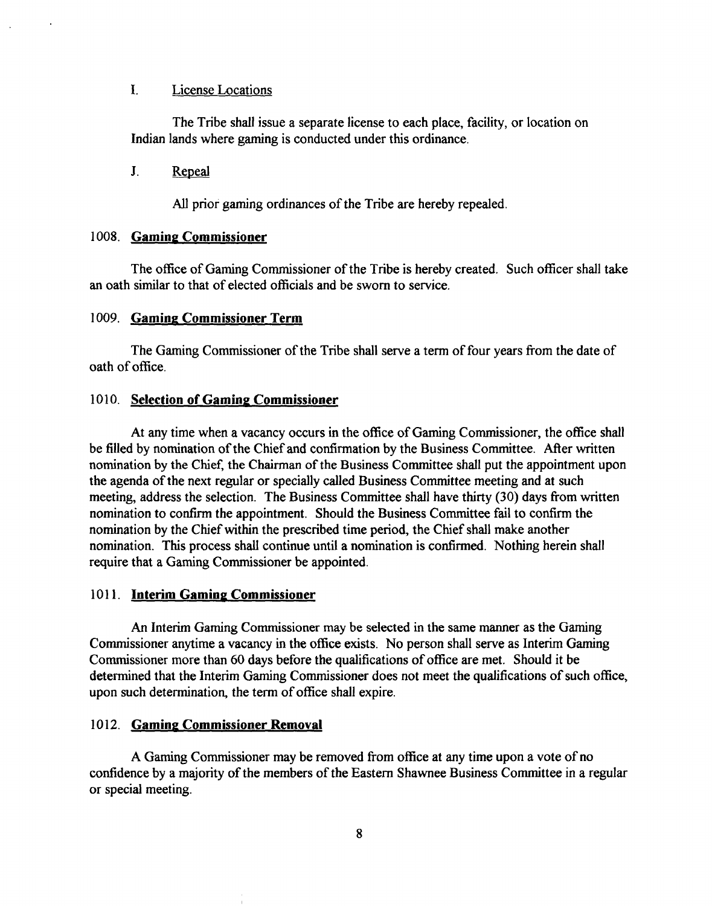### I. License Locations

The Tribe shall issue a separate license to each place, facility, or location on Indian lands where gaming is conducted under this ordinance.

### J. Repeal

All prior gaming ordinances of the Tribe are hereby repealed.

## 1008. Gaming Commissioner

The office of Gaming Commissioner of the Tribe is hereby created. Such officer shall take an oath similar to that of elected officials and be sworn to service.

## 1009. Gaming Commissioner Term

The Gaming Commissioner of the Tribe shall serve a term of four years from the date of oath of office.

## 1010. Selection of Gaming Commissioner

At any time when a vacancy occurs in the office of Gaming Commissioner, the office shall be filled by nomination of the Chief and confirmation by the Business Committee. After written nomination by the Chief, the Chairman of the Business Committee shall put the appointment upon the agenda of the next regular or specially called Business Committee meeting and at such meeting, address the selection. The Business Committee shall have thirty (30) days from written nomination to confirm the appointment. Should the Business Committee fail to confirm the nomination by the Chief within the prescribed time period, the Chief shall make another nomination. This process shall continue until a nomination is confirmed. Nothing herein shall require that a Gaming Commissioner be appointed.

## 1011. Interim Gaming Commissioner

An Interim Gaming Commissioner may be selected in the same manner as the Gaming Commissioner anytime a vacancy in the office exists. No person shall serve as Interim Gaming Commissioner more than 60 days before the qualifications of office are met. Should it be determined that the Interim Gaming Commissioner does not meet the qualifications of such office, upon such determination, the term of office shall expire.

## 1012. Gaming Commissioner Removal

A Gaming Commissioner may be removed from office at any time upon a vote of no confidence by a majority of the members of the Eastern Shawnee Business Committee in a regular or special meeting.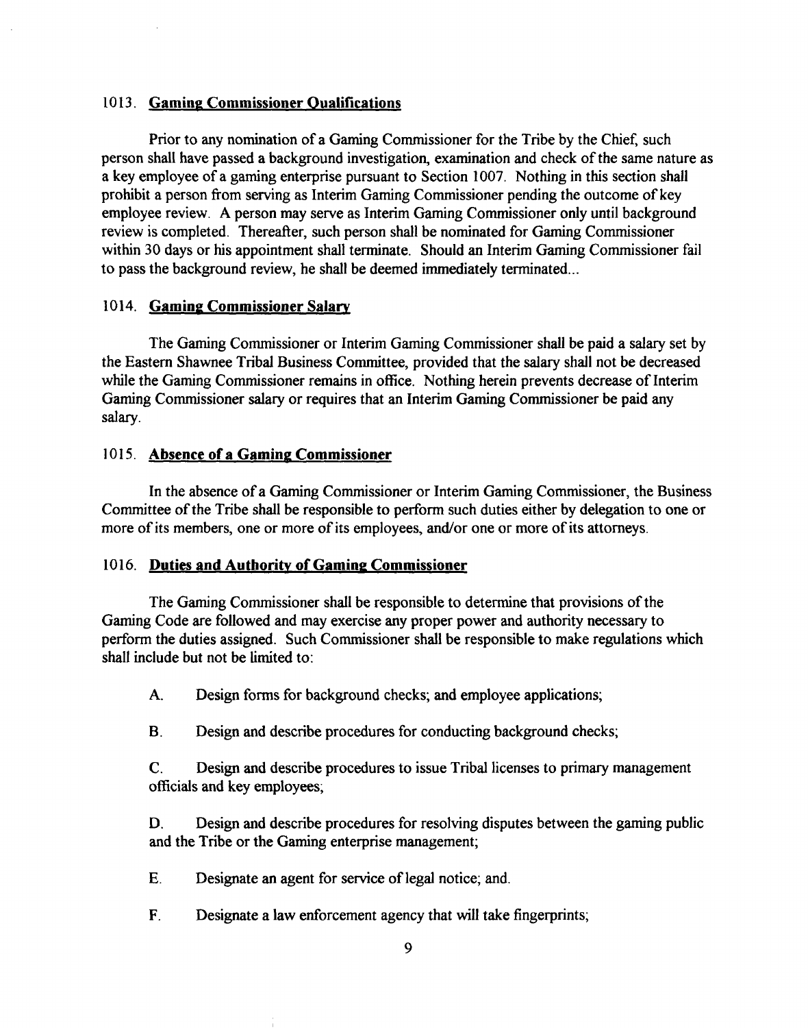### 1013. **Gaming Commissioner Qualifications**

Prior to any nomination of a Gaming Commissioner for the Tribe by the Chief, such person shall have passed a background investigation, examination and check of the same nature as a key employee of a gaming enterprise pursuant to Section 1007. Nothing in this section shall prohibit a person from serving as Interim Gaming Commissioner pending the outcome of key employee review. A person may serve as Interim Gaming Commissioner only until background review is completed. Thereafter, such person shall be nominated for Gaming Commissioner within 30 days or his appointment shall terminate. Should an Interim Gaming Commissioner fail to pass the background review, he shall be deemed immediately terminated...

### 1014. **Gaming Commissioner Salary**

The Gaming Commissioner or Interim Gaming Commissioner shall be paid a salary set by the Eastern Shawnee Tribal Business Committee, provided that the salary shall not be decreased while the Gaming Commissioner remains in office. Nothing herein prevents decrease of Interim Gaming Commissioner salary or requires that an Interim Gaming Commissioner be paid any salary.

### 1015. **Absence of a Gaming Commissioner**

In the absence of a Gaming Commissioner or Interim Gaming Commissioner, the Business Committee of the Tribe shall be responsible to perform such duties either by delegation to one or more of its members, one or more of its employees, and/or one or more of its attorneys.

### 1016. **Duties and Authority of Gaming Commissioner**

The Gaming Commissioner shall be responsible to determine that provisions of the Gaming Code are followed and may exercise any proper power and authority necessary to perform the duties assigned. Such Commissioner shall be responsible to make regulations which shall include but not be limited to:

A. Design forms for background checks; and employee applications;

B. Design and describe procedures for conducting background checks;

C. Design and describe procedures to issue Tribal licenses to primary management officials and key employees;

D. Design and describe procedures for resolving disputes between the gaming public and the Tribe or the Gaming enterprise management;

E. Designate an agent for service of legal notice; and.

F. Designate a law enforcement agency that will take fingerprints;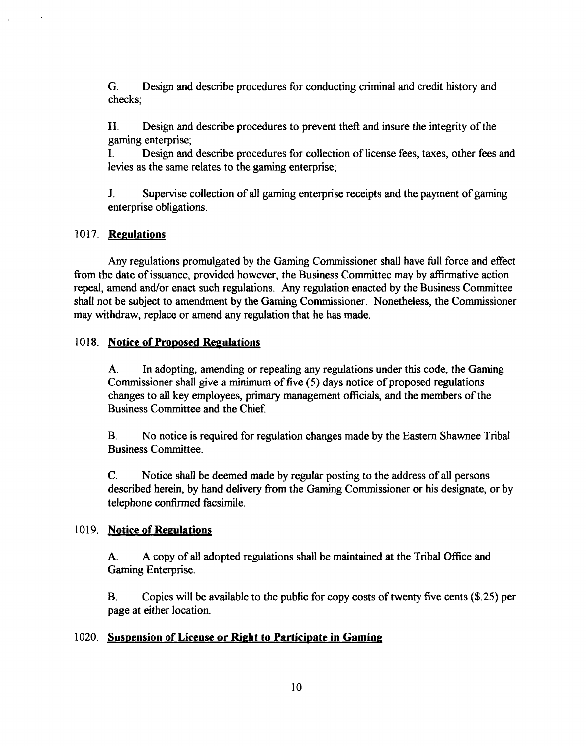G. Design and describe procedures for conducting criminal and credit history and checks;

H. Design and describe procedures to prevent theft and insure the integrity of the gaming enterprise;

I. Design and describe procedures for collection of license fees, taxes, other fees and levies as the same relates to the gaming enterprise;

J. Supervise collection of all gaming enterprise receipts and the payment of gaming enterprise obligations.

## 1017. **Regulations**

Any regulations promulgated by the Gaming Commissioner shall have full force and effect from the date of issuance, provided however, the Business Committee may by affirmative action repeal, amend and/or enact such regulations. Any regulation enacted by the Business Committee shall not be subject to amendment by the Gaming Commissioner. Nonetheless, the Commissioner may withdraw, replace or amend any regulation that he has made.

## 1018. **Notice of Proposed Regulations**

A. In adopting, amending or repealing any regulations under this code, the Gaming Commissioner shall give a minimum of five (5) days notice of proposed regulations changes to all key employees, primary management officials, and the members of the Business Committee and the Chief.

B. No notice is required for regulation changes made by the Eastern Shawnee Tribal Business Committee.

C. Notice shall be deemed made by regular posting to the address of all persons described herein, by hand delivery from the Gaming Commissioner or his designate, or by telephone confirmed facsimile.

## 1019. **Notice of Regulations**

A. A copy of all adopted regulations shall be maintained at the Tribal Office and Gaming Enterprise.

B. Copies will be available to the public for copy costs of twenty five cents ($.25) per page at either location.

## 1020. **Suspension of License or Right to Participate in Gaming**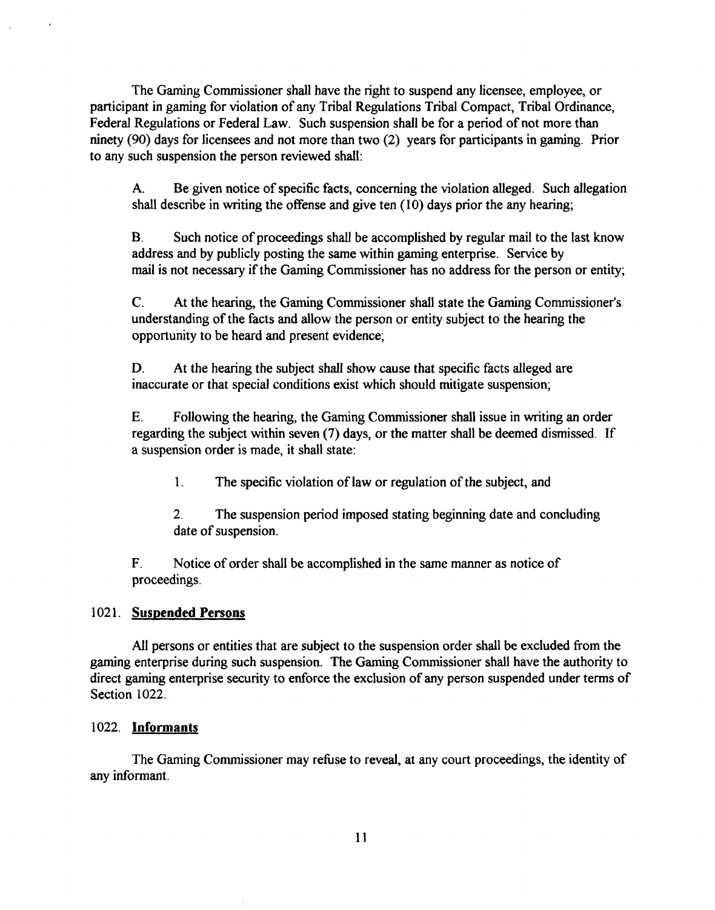The Gaming Commissioner shall have the right to suspend any licensee, employee, or participant in gaming for violation of any Tribal Regulations Tribal Compact, Tribal Ordinance, Federal Regulations or Federal Law. Such suspension shall be for a period of not more than ninety (90) days for licensees and not more than two (2) years for participants in gaming. Prior to any such suspension the person reviewed shall:

A. Be given notice of specific facts, concerning the violation alleged. Such allegation shall describe in writing the offense and give ten (10) days prior the any hearing;

B. Such notice of proceedings shall be accomplished by regular mail to the last know address and by publicly posting the same within gaming enterprise. Service by mail is not necessary if the Gaming Commissioner has no address for the person or entity;

C. At the hearing, the Gaming Commissioner shall state the Gaming Commissioner's understanding of the facts and allow the person or entity subject to the hearing the opportunity to be heard and present evidence;

D. At the hearing the subject shall show cause that specific facts alleged are inaccurate or that special conditions exist which should mitigate suspension;

E. Following the hearing, the Gaming Commissioner shall issue in writing an order regarding the subject within seven (7) days, or the matter shall be deemed dismissed. If a suspension order is made, it shall state:

1. The specific violation of law or regulation of the subject, and

2. The suspension period imposed stating beginning date and concluding date of suspension.

F. Notice of order shall be accomplished in the same manner as notice of proceedings.

## 1021. **Suspended Persons**

All persons or entities that are subject to the suspension order shall be excluded from the gaming enterprise during such suspension. The Gaming Commissioner shall have the authority to direct gaming enterprise security to enforce the exclusion of any person suspended under terms of Section 1022.

## 1022. **Informants**

The Gaming Commissioner may refuse to reveal, at any court proceedings, the identity of any informant.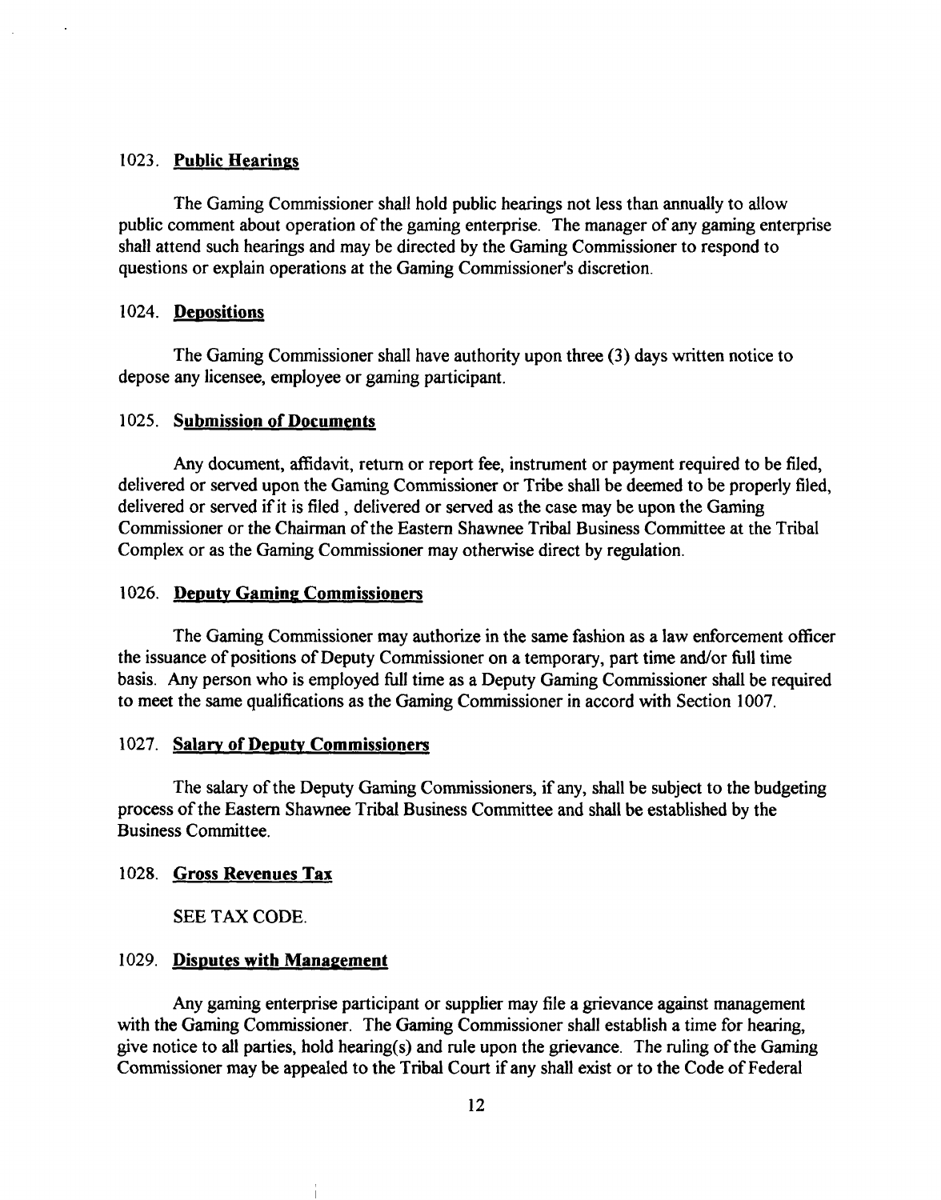### 1023. **Public Hearings**

The Gaming Commissioner shall hold public hearings not less than annually to allow public comment about operation of the gaming enterprise. The manager of any gaming enterprise shall attend such hearings and may be directed by the Gaming Commissioner to respond to questions or explain operations at the Gaming Commissioner's discretion.

### 1024. **Depositions**

The Gaming Commissioner shall have authority upon three (3) days written notice to depose any licensee, employee or gaming participant.

### 1025. **Submission of Documents**

Any document, affidavit, return or report fee, instrument or payment required to be filed, delivered or served upon the Gaming Commissioner or Tribe shall be deemed to be properly filed, delivered or served if it is filed , delivered or served as the case may be upon the Gaming Commissioner or the Chairman of the Eastern Shawnee Tribal Business Committee at the Tribal Complex or as the Gaming Commissioner may otherwise direct by regulation.

### 1026. **Deputy Gaming Commissioners**

The Gaming Commissioner may authorize in the same fashion as a law enforcement officer the issuance of positions of Deputy Commissioner on a temporary, part time and/or full time basis. Any person who is employed full time as a Deputy Gaming Commissioner shall be required to meet the same qualifications as the Gaming Commissioner in accord with Section 1007.

### 1027. **Salary of Deputy Commissioners**

The salary of the Deputy Gaming Commissioners, if any, shall be subject to the budgeting process of the Eastern Shawnee Tribal Business Committee and shall be established by the Business Committee.

### 1028. **Gross Revenues Tax**

SEE TAX CODE.

### 1029. **Disputes with Management**

Any gaming enterprise participant or supplier may file a grievance against management with the Gaming Commissioner. The Gaming Commissioner shall establish a time for hearing, give notice to all parties, hold hearing(s) and rule upon the grievance. The ruling of the Gaming Commissioner may be appealed to the Tribal Court if any shall exist or to the Code of Federal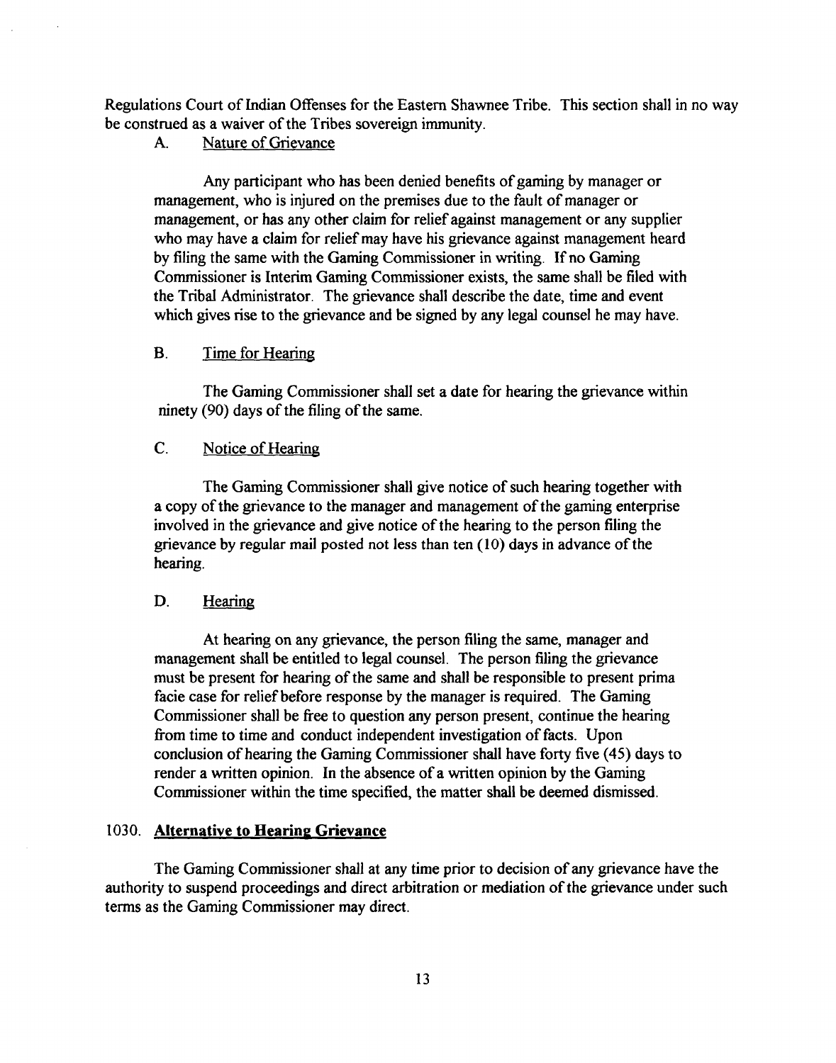Regulations Court of Indian Offenses for the Eastern Shawnee Tribe. This section shall in no way be construed as a waiver of the Tribes sovereign immunity.

A. Nature of Grievance

Any participant who has been denied benefits of gaming by manager or management, who is injured on the premises due to the fault of manager or management, or has any other claim for relief against management or any supplier who may have a claim for relief may have his grievance against management heard by filing the same with the Gaming Commissioner in writing. If no Gaming Commissioner is Interim Gaming Commissioner exists, the same shall be filed with the Tribal Administrator. The grievance shall describe the date, time and event which gives rise to the grievance and be signed by any legal counsel he may have.

B. Time for Hearing

The Gaming Commissioner shall set a date for hearing the grievance within ninety (90) days of the filing of the same.

C. Notice of Hearing

The Gaming Commissioner shall give notice of such hearing together with a copy of the grievance to the manager and management of the gaming enterprise involved in the grievance and give notice of the hearing to the person filing the grievance by regular mail posted not less than ten (10) days in advance of the hearing.

D. Hearing

At hearing on any grievance, the person filing the same, manager and management shall be entitled to legal counsel. The person filing the grievance must be present for hearing of the same and shall be responsible to present prima facie case for relief before response by the manager is required. The Gaming Commissioner shall be free to question any person present, continue the hearing from time to time and conduct independent investigation of facts. Upon conclusion of hearing the Gaming Commissioner shall have forty five (45) days to render a written opinion. In the absence of a written opinion by the Gaming Commissioner within the time specified, the matter shall be deemed dismissed.

1030. **Alternative to Hearing Grievance**

The Gaming Commissioner shall at any time prior to decision of any grievance have the authority to suspend proceedings and direct arbitration or mediation of the grievance under such terms as the Gaming Commissioner may direct.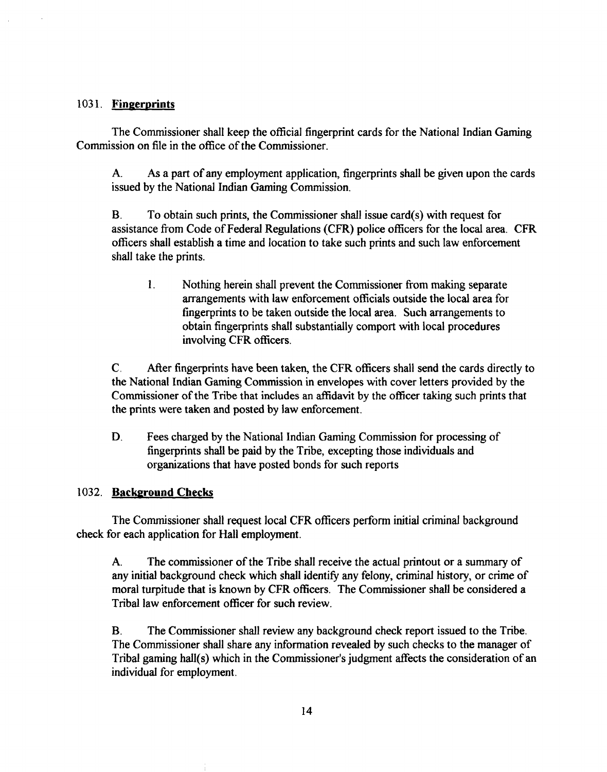## 1031. **Fingerprints**

The Commissioner shall keep the official fingerprint cards for the National Indian Gaming Commission on file in the office of the Commissioner.

A. As a part of any employment application, fingerprints shall be given upon the cards issued by the National Indian Gaming Commission.

B. To obtain such prints, the Commissioner shall issue card(s) with request for assistance from Code of Federal Regulations (CFR) police officers for the local area. CFR officers shall establish a time and location to take such prints and such law enforcement shall take the prints.

1. Nothing herein shall prevent the Commissioner from making separate arrangements with law enforcement officials outside the local area for fingerprints to be taken outside the local area. Such arrangements to obtain fingerprints shall substantially comport with local procedures involving CFR officers.

C. After fingerprints have been taken, the CFR officers shall send the cards directly to the National Indian Gaming Commission in envelopes with cover letters provided by the Commissioner of the Tribe that includes an affidavit by the officer taking such prints that the prints were taken and posted by law enforcement.

D. Fees charged by the National Indian Gaming Commission for processing of fingerprints shall be paid by the Tribe, excepting those individuals and organizations that have posted bonds for such reports

## 1032. **Background Checks**

The Commissioner shall request local CFR officers perform initial criminal background check for each application for Hall employment.

A. The commissioner of the Tribe shall receive the actual printout or a summary of any initial background check which shall identify any felony, criminal history, or crime of moral turpitude that is known by CFR officers. The Commissioner shall be considered a Tribal law enforcement officer for such review.

B. The Commissioner shall review any background check report issued to the Tribe. The Commissioner shall share any information revealed by such checks to the manager of Tribal gaming hall(s) which in the Commissioner's judgment affects the consideration of an individual for employment.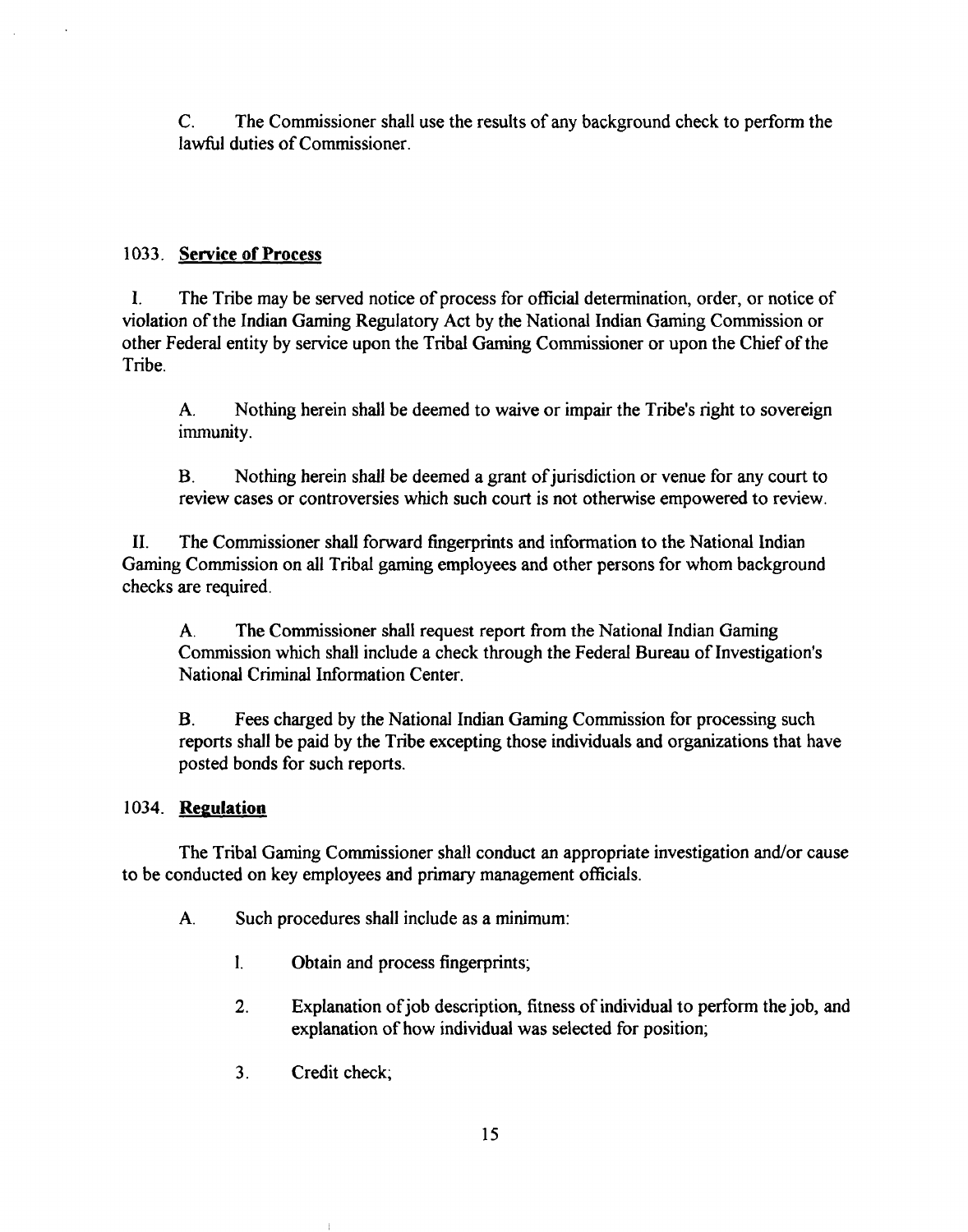C. The Commissioner shall use the results of any background check to perform the lawful duties of Commissioner.

### 1033. **Service of Process**

I. The Tribe may be served notice of process for official determination, order, or notice of violation of the Indian Gaming Regulatory Act by the National Indian Gaming Commission or other Federal entity by service upon the Tribal Gaming Commissioner or upon the Chief of the Tribe.

A. Nothing herein shall be deemed to waive or impair the Tribe's right to sovereign immunity.

B. Nothing herein shall be deemed a grant of jurisdiction or venue for any court to review cases or controversies which such court is not otherwise empowered to review.

II. The Commissioner shall forward fingerprints and information to the National Indian Gaming Commission on all Tribal gaming employees and other persons for whom background checks are required.

A. The Commissioner shall request report from the National Indian Gaming Commission which shall include a check through the Federal Bureau of Investigation's National Criminal Information Center.

B. Fees charged by the National Indian Gaming Commission for processing such reports shall be paid by the Tribe excepting those individuals and organizations that have posted bonds for such reports.

### 1034. **Regulation**

The Tribal Gaming Commissioner shall conduct an appropriate investigation and/or cause to be conducted on key employees and primary management officials.

A. Such procedures shall include as a minimum:

1. Obtain and process fingerprints;
2. Explanation of job description, fitness of individual to perform the job, and explanation of how individual was selected for position;
3. Credit check;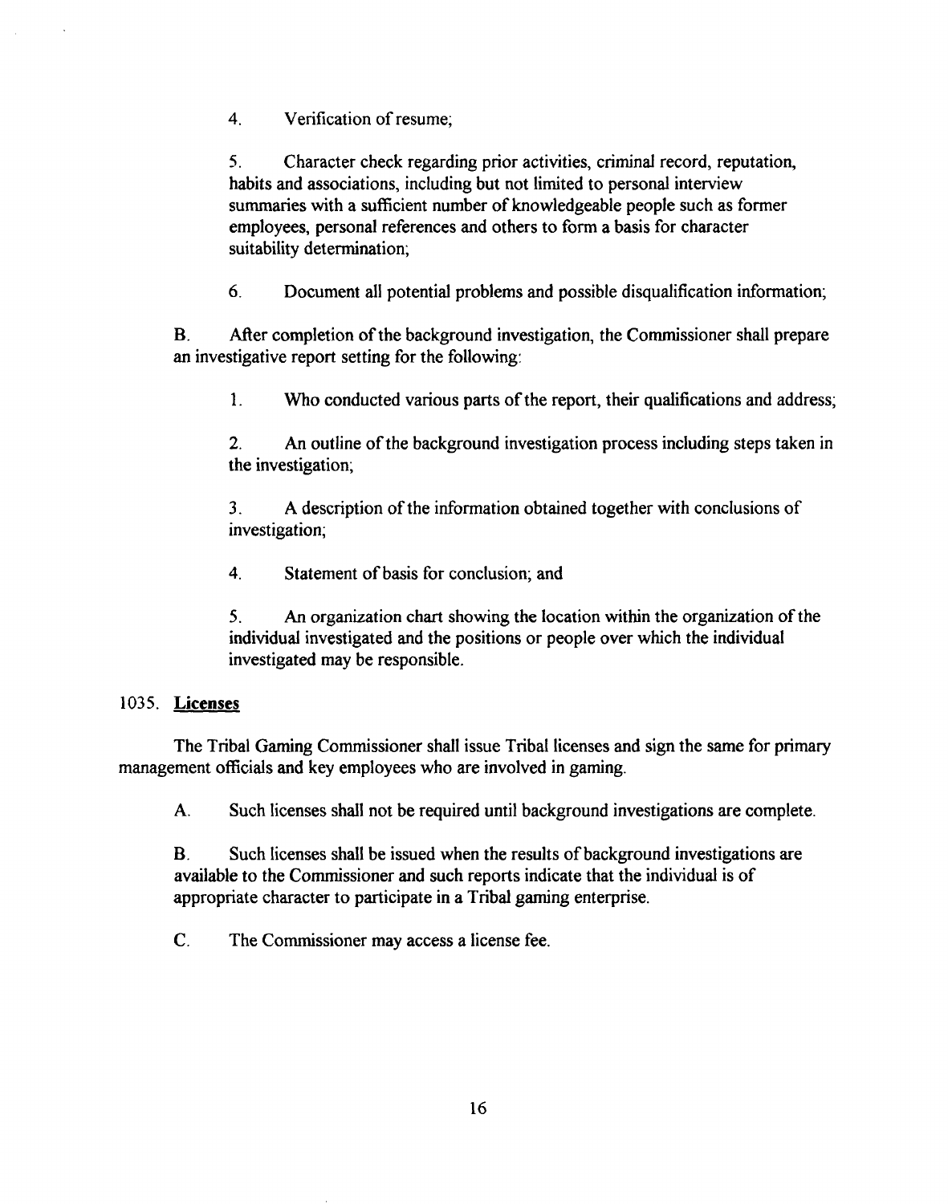4. Verification of resume;

5. Character check regarding prior activities, criminal record, reputation, habits and associations, including but not limited to personal interview summaries with a sufficient number of knowledgeable people such as former employees, personal references and others to form a basis for character suitability determination;

6. Document all potential problems and possible disqualification information;

B. After completion of the background investigation, the Commissioner shall prepare an investigative report setting for the following:

1. Who conducted various parts of the report, their qualifications and address;

2. An outline of the background investigation process including steps taken in the investigation;

3. A description of the information obtained together with conclusions of investigation;

4. Statement of basis for conclusion; and

5. An organization chart showing the location within the organization of the individual investigated and the positions or people over which the individual investigated may be responsible.

## 1035. **Licenses**

The Tribal Gaming Commissioner shall issue Tribal licenses and sign the same for primary management officials and key employees who are involved in gaming.

A. Such licenses shall not be required until background investigations are complete.

B. Such licenses shall be issued when the results of background investigations are available to the Commissioner and such reports indicate that the individual is of appropriate character to participate in a Tribal gaming enterprise.

C. The Commissioner may access a license fee.